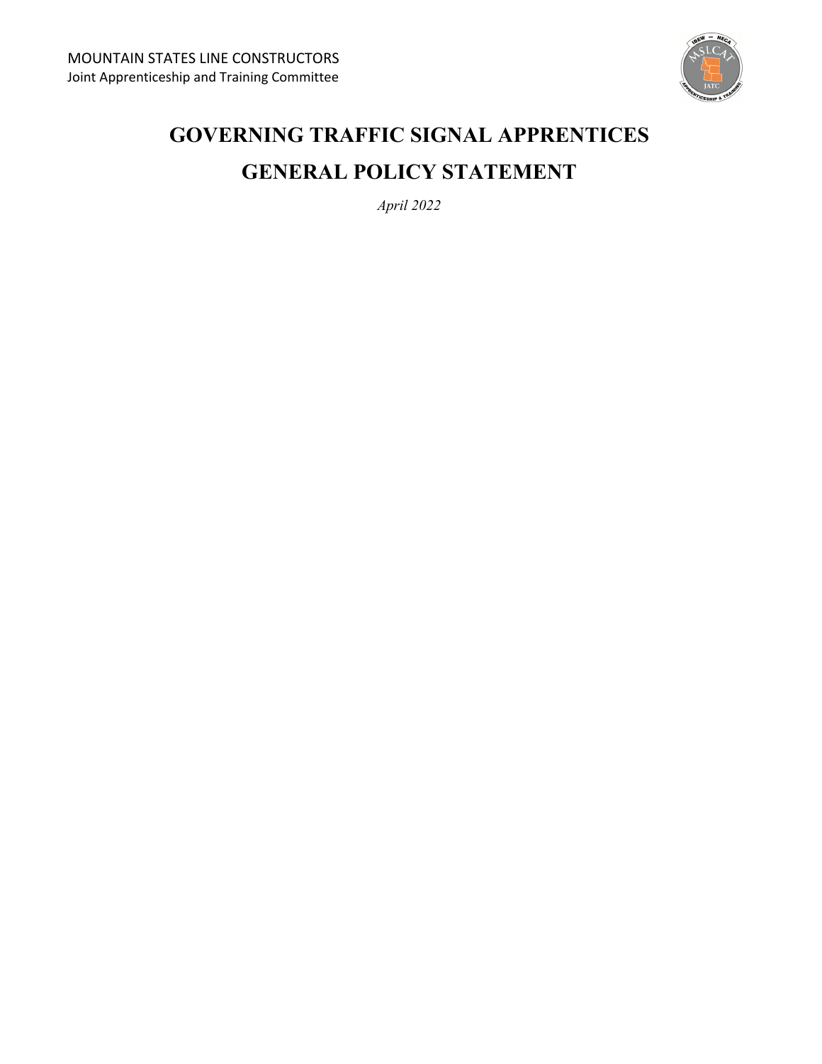MOUNTAIN STATES LINE CONSTRUCTORS
Joint Apprenticeship and Training Committee

# GOVERNING TRAFFIC SIGNAL APPRENTICES

# GENERAL POLICY STATEMENT

*April 2022*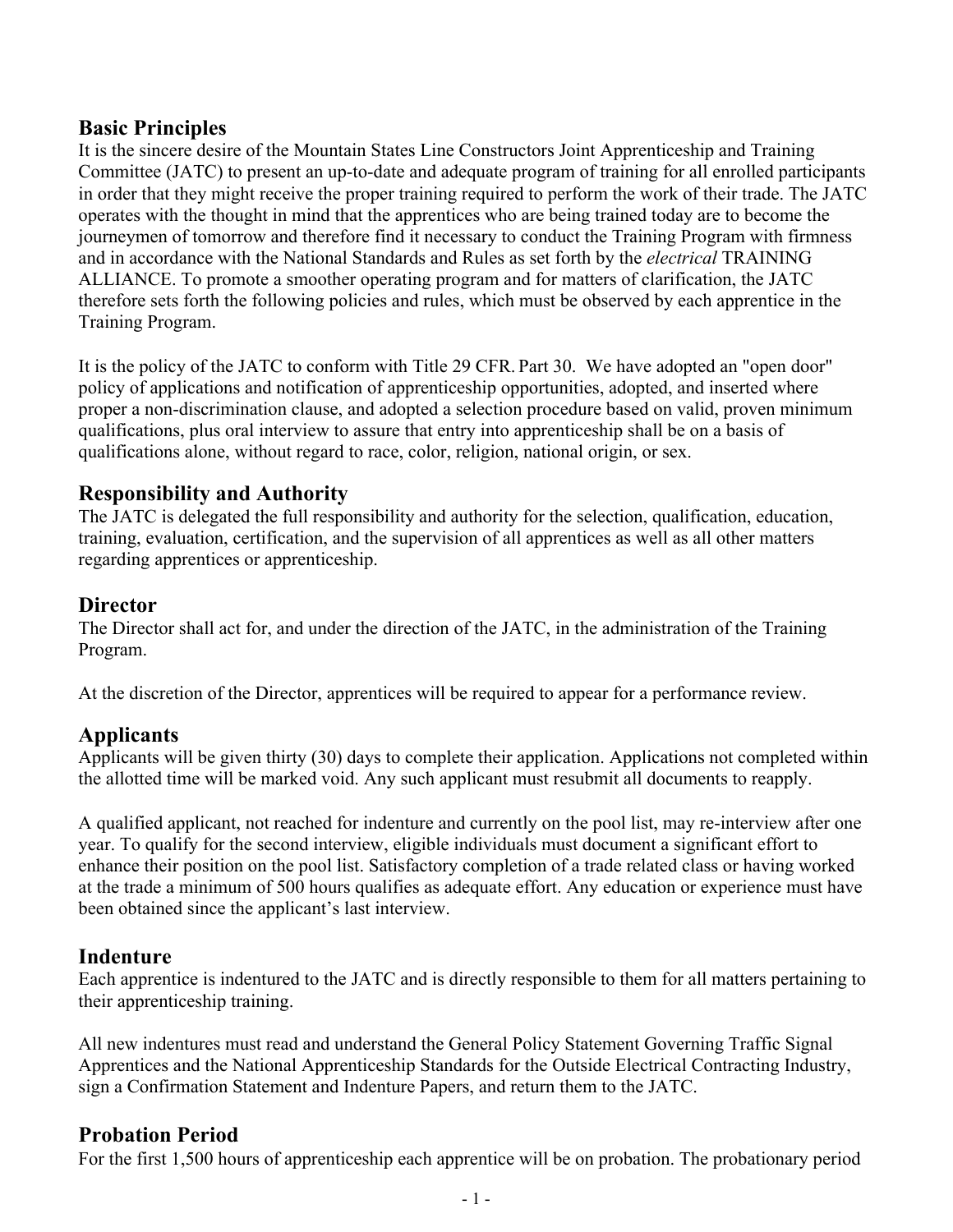## Basic Principles

It is the sincere desire of the Mountain States Line Constructors Joint Apprenticeship and Training Committee (JATC) to present an up-to-date and adequate program of training for all enrolled participants in order that they might receive the proper training required to perform the work of their trade. The JATC operates with the thought in mind that the apprentices who are being trained today are to become the journeymen of tomorrow and therefore find it necessary to conduct the Training Program with firmness and in accordance with the National Standards and Rules as set forth by the *electrical* TRAINING ALLIANCE. To promote a smoother operating program and for matters of clarification, the JATC therefore sets forth the following policies and rules, which must be observed by each apprentice in the Training Program.

It is the policy of the JATC to conform with Title 29 CFR. Part 30. We have adopted an "open door" policy of applications and notification of apprenticeship opportunities, adopted, and inserted where proper a non-discrimination clause, and adopted a selection procedure based on valid, proven minimum qualifications, plus oral interview to assure that entry into apprenticeship shall be on a basis of qualifications alone, without regard to race, color, religion, national origin, or sex.

## Responsibility and Authority

The JATC is delegated the full responsibility and authority for the selection, qualification, education, training, evaluation, certification, and the supervision of all apprentices as well as all other matters regarding apprentices or apprenticeship.

## Director

The Director shall act for, and under the direction of the JATC, in the administration of the Training Program.

At the discretion of the Director, apprentices will be required to appear for a performance review.

## Applicants

Applicants will be given thirty (30) days to complete their application. Applications not completed within the allotted time will be marked void. Any such applicant must resubmit all documents to reapply.

A qualified applicant, not reached for indenture and currently on the pool list, may re-interview after one year. To qualify for the second interview, eligible individuals must document a significant effort to enhance their position on the pool list. Satisfactory completion of a trade related class or having worked at the trade a minimum of 500 hours qualifies as adequate effort. Any education or experience must have been obtained since the applicant's last interview.

## Indenture

Each apprentice is indentured to the JATC and is directly responsible to them for all matters pertaining to their apprenticeship training.

All new indentures must read and understand the General Policy Statement Governing Traffic Signal Apprentices and the National Apprenticeship Standards for the Outside Electrical Contracting Industry, sign a Confirmation Statement and Indenture Papers, and return them to the JATC.

## Probation Period

For the first 1,500 hours of apprenticeship each apprentice will be on probation. The probationary period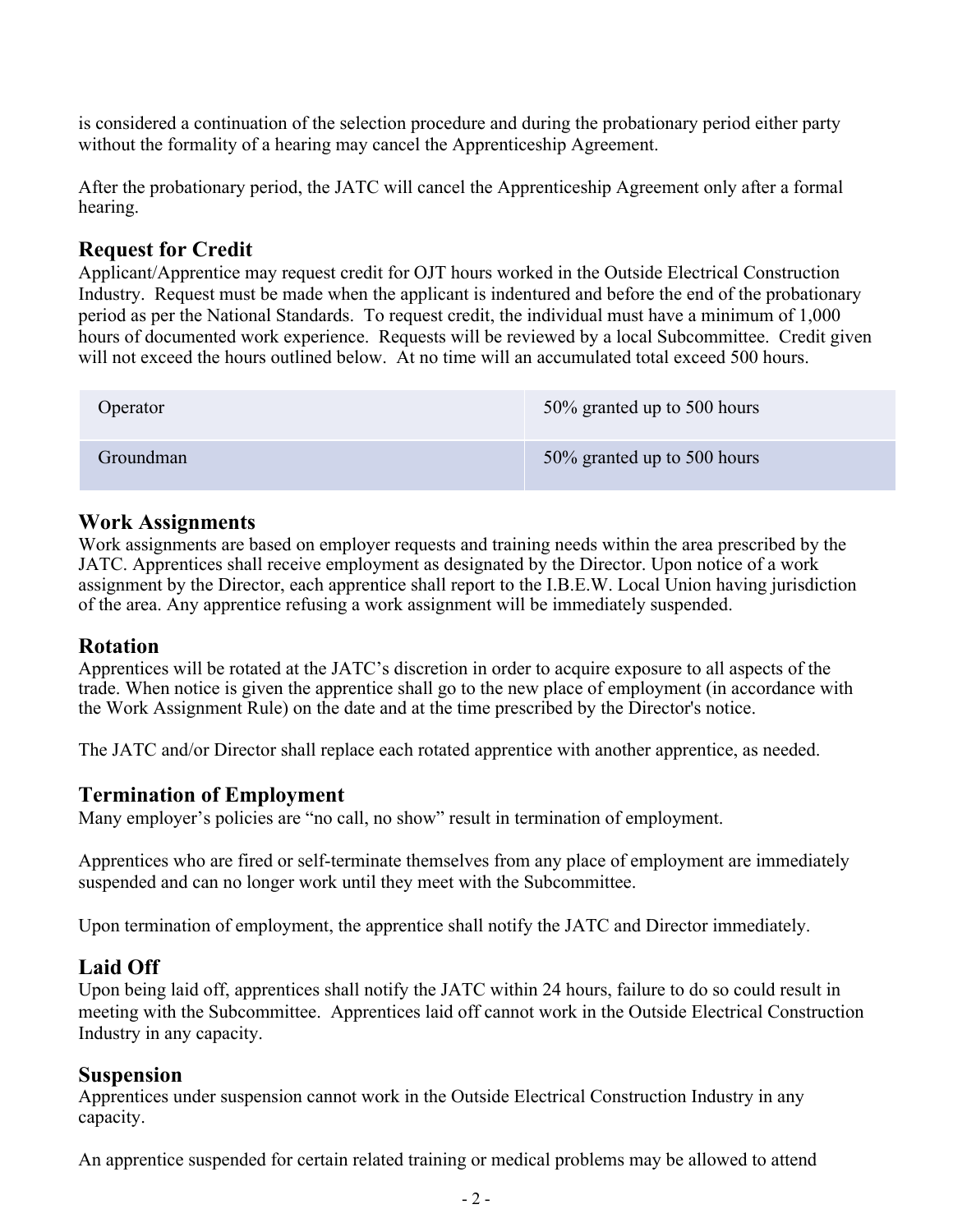is considered a continuation of the selection procedure and during the probationary period either party without the formality of a hearing may cancel the Apprenticeship Agreement.

After the probationary period, the JATC will cancel the Apprenticeship Agreement only after a formal hearing.

## Request for Credit

Applicant/Apprentice may request credit for OJT hours worked in the Outside Electrical Construction Industry. Request must be made when the applicant is indentured and before the end of the probationary period as per the National Standards. To request credit, the individual must have a minimum of 1,000 hours of documented work experience. Requests will be reviewed by a local Subcommittee. Credit given will not exceed the hours outlined below. At no time will an accumulated total exceed 500 hours.

| | |
|---|---|
| Operator | 50% granted up to 500 hours |
| Groundman | 50% granted up to 500 hours |

## Work Assignments

Work assignments are based on employer requests and training needs within the area prescribed by the JATC. Apprentices shall receive employment as designated by the Director. Upon notice of a work assignment by the Director, each apprentice shall report to the I.B.E.W. Local Union having jurisdiction of the area. Any apprentice refusing a work assignment will be immediately suspended.

## Rotation

Apprentices will be rotated at the JATC's discretion in order to acquire exposure to all aspects of the trade. When notice is given the apprentice shall go to the new place of employment (in accordance with the Work Assignment Rule) on the date and at the time prescribed by the Director's notice.

The JATC and/or Director shall replace each rotated apprentice with another apprentice, as needed.

## Termination of Employment

Many employer's policies are "no call, no show" result in termination of employment.

Apprentices who are fired or self-terminate themselves from any place of employment are immediately suspended and can no longer work until they meet with the Subcommittee.

Upon termination of employment, the apprentice shall notify the JATC and Director immediately.

## Laid Off

Upon being laid off, apprentices shall notify the JATC within 24 hours, failure to do so could result in meeting with the Subcommittee. Apprentices laid off cannot work in the Outside Electrical Construction Industry in any capacity.

## Suspension

Apprentices under suspension cannot work in the Outside Electrical Construction Industry in any capacity.

An apprentice suspended for certain related training or medical problems may be allowed to attend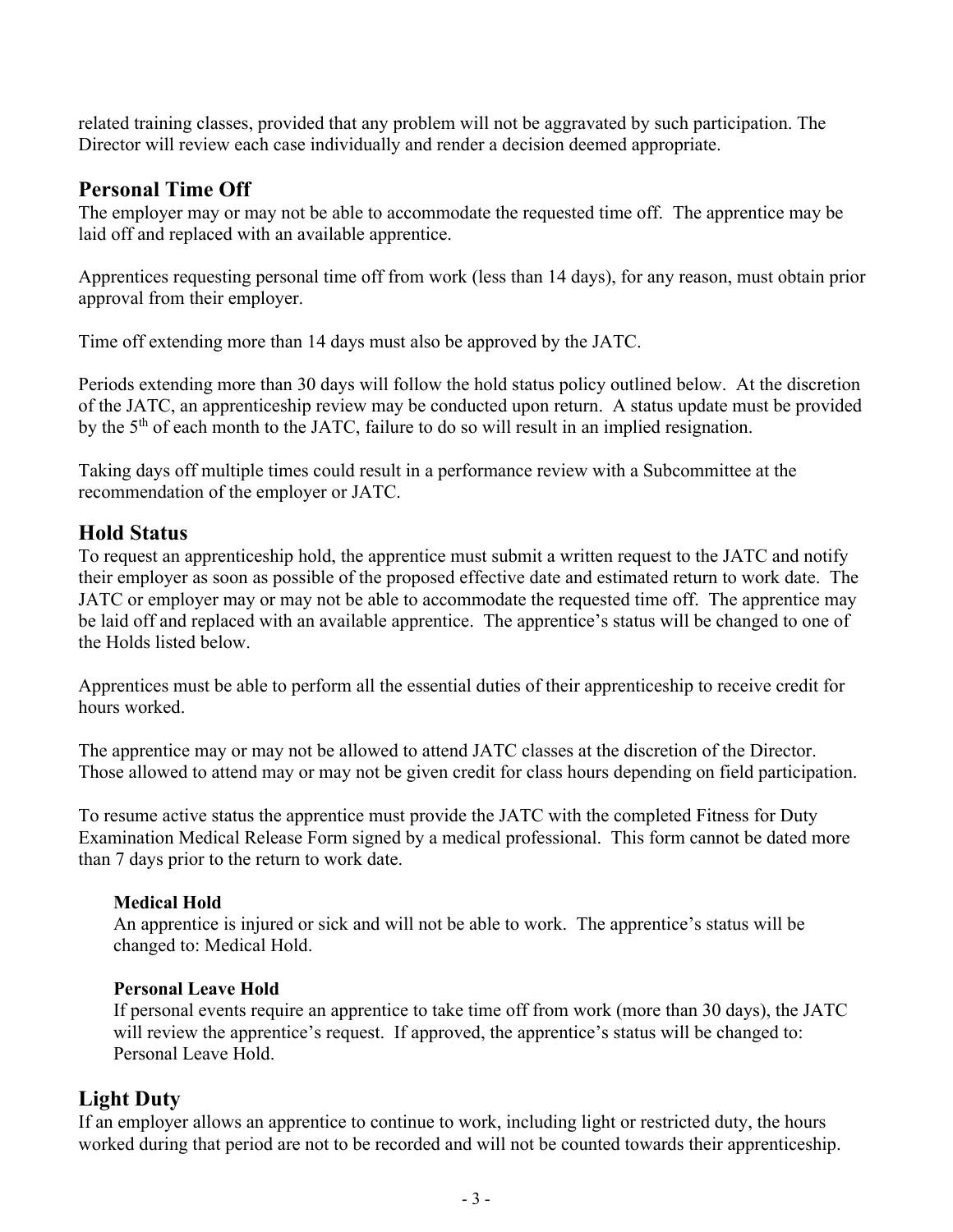related training classes, provided that any problem will not be aggravated by such participation. The Director will review each case individually and render a decision deemed appropriate.

## Personal Time Off

The employer may or may not be able to accommodate the requested time off. The apprentice may be laid off and replaced with an available apprentice.

Apprentices requesting personal time off from work (less than 14 days), for any reason, must obtain prior approval from their employer.

Time off extending more than 14 days must also be approved by the JATC.

Periods extending more than 30 days will follow the hold status policy outlined below. At the discretion of the JATC, an apprenticeship review may be conducted upon return. A status update must be provided by the 5th of each month to the JATC, failure to do so will result in an implied resignation.

Taking days off multiple times could result in a performance review with a Subcommittee at the recommendation of the employer or JATC.

## Hold Status

To request an apprenticeship hold, the apprentice must submit a written request to the JATC and notify their employer as soon as possible of the proposed effective date and estimated return to work date. The JATC or employer may or may not be able to accommodate the requested time off. The apprentice may be laid off and replaced with an available apprentice. The apprentice's status will be changed to one of the Holds listed below.

Apprentices must be able to perform all the essential duties of their apprenticeship to receive credit for hours worked.

The apprentice may or may not be allowed to attend JATC classes at the discretion of the Director. Those allowed to attend may or may not be given credit for class hours depending on field participation.

To resume active status the apprentice must provide the JATC with the completed Fitness for Duty Examination Medical Release Form signed by a medical professional. This form cannot be dated more than 7 days prior to the return to work date.

### Medical Hold

An apprentice is injured or sick and will not be able to work. The apprentice's status will be changed to: Medical Hold.

### Personal Leave Hold

If personal events require an apprentice to take time off from work (more than 30 days), the JATC will review the apprentice's request. If approved, the apprentice's status will be changed to: Personal Leave Hold.

## Light Duty

If an employer allows an apprentice to continue to work, including light or restricted duty, the hours worked during that period are not to be recorded and will not be counted towards their apprenticeship.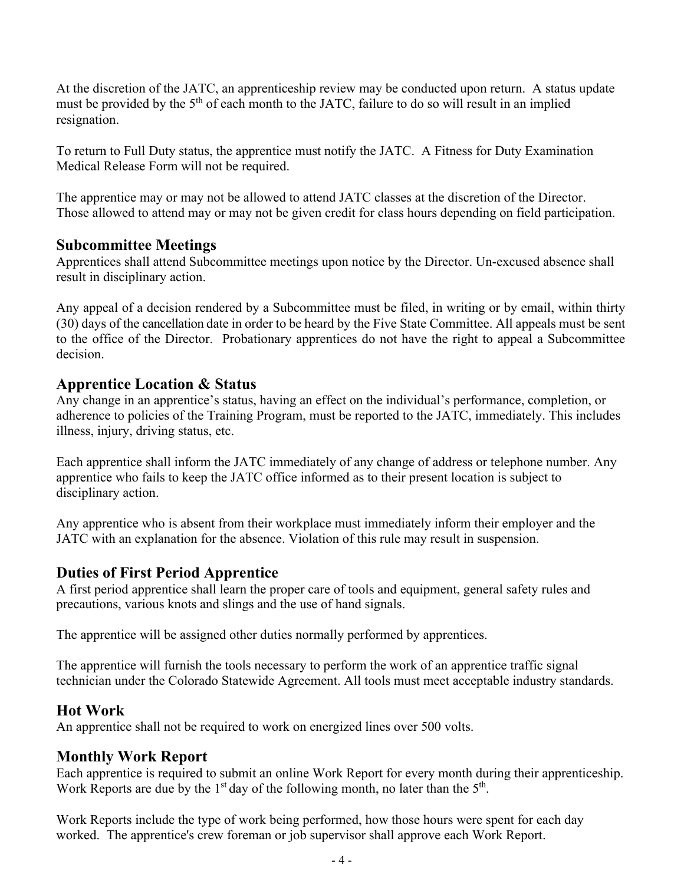At the discretion of the JATC, an apprenticeship review may be conducted upon return. A status update must be provided by the 5th of each month to the JATC, failure to do so will result in an implied resignation.

To return to Full Duty status, the apprentice must notify the JATC. A Fitness for Duty Examination Medical Release Form will not be required.

The apprentice may or may not be allowed to attend JATC classes at the discretion of the Director. Those allowed to attend may or may not be given credit for class hours depending on field participation.

## Subcommittee Meetings

Apprentices shall attend Subcommittee meetings upon notice by the Director. Un-excused absence shall result in disciplinary action.

Any appeal of a decision rendered by a Subcommittee must be filed, in writing or by email, within thirty (30) days of the cancellation date in order to be heard by the Five State Committee. All appeals must be sent to the office of the Director. Probationary apprentices do not have the right to appeal a Subcommittee decision.

## Apprentice Location & Status

Any change in an apprentice's status, having an effect on the individual's performance, completion, or adherence to policies of the Training Program, must be reported to the JATC, immediately. This includes illness, injury, driving status, etc.

Each apprentice shall inform the JATC immediately of any change of address or telephone number. Any apprentice who fails to keep the JATC office informed as to their present location is subject to disciplinary action.

Any apprentice who is absent from their workplace must immediately inform their employer and the JATC with an explanation for the absence. Violation of this rule may result in suspension.

## Duties of First Period Apprentice

A first period apprentice shall learn the proper care of tools and equipment, general safety rules and precautions, various knots and slings and the use of hand signals.

The apprentice will be assigned other duties normally performed by apprentices.

The apprentice will furnish the tools necessary to perform the work of an apprentice traffic signal technician under the Colorado Statewide Agreement. All tools must meet acceptable industry standards.

## Hot Work

An apprentice shall not be required to work on energized lines over 500 volts.

## Monthly Work Report

Each apprentice is required to submit an online Work Report for every month during their apprenticeship. Work Reports are due by the 1st day of the following month, no later than the 5th.

Work Reports include the type of work being performed, how those hours were spent for each day worked. The apprentice's crew foreman or job supervisor shall approve each Work Report.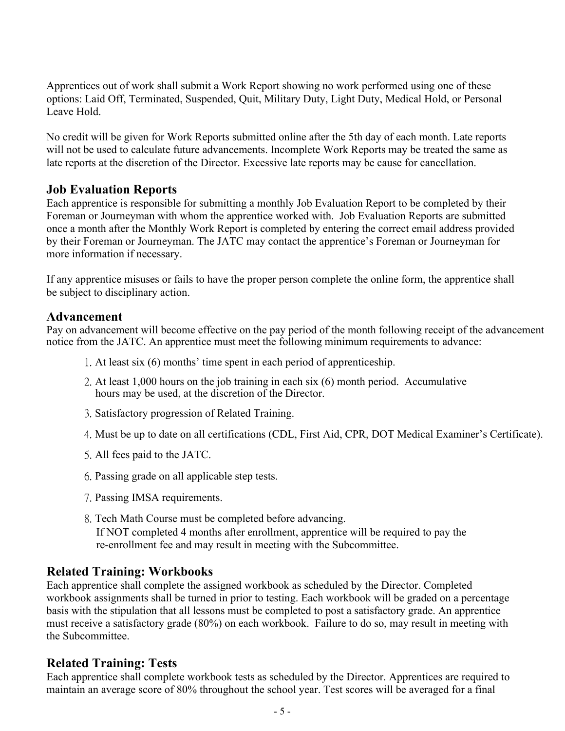Apprentices out of work shall submit a Work Report showing no work performed using one of these options: Laid Off, Terminated, Suspended, Quit, Military Duty, Light Duty, Medical Hold, or Personal Leave Hold.

No credit will be given for Work Reports submitted online after the 5th day of each month. Late reports will not be used to calculate future advancements. Incomplete Work Reports may be treated the same as late reports at the discretion of the Director. Excessive late reports may be cause for cancellation.

## Job Evaluation Reports

Each apprentice is responsible for submitting a monthly Job Evaluation Report to be completed by their Foreman or Journeyman with whom the apprentice worked with. Job Evaluation Reports are submitted once a month after the Monthly Work Report is completed by entering the correct email address provided by their Foreman or Journeyman. The JATC may contact the apprentice's Foreman or Journeyman for more information if necessary.

If any apprentice misuses or fails to have the proper person complete the online form, the apprentice shall be subject to disciplinary action.

## Advancement

Pay on advancement will become effective on the pay period of the month following receipt of the advancement notice from the JATC. An apprentice must meet the following minimum requirements to advance:

1. At least six (6) months' time spent in each period of apprenticeship.
2. At least 1,000 hours on the job training in each six (6) month period. Accumulative hours may be used, at the discretion of the Director.
3. Satisfactory progression of Related Training.
4. Must be up to date on all certifications (CDL, First Aid, CPR, DOT Medical Examiner's Certificate).
5. All fees paid to the JATC.
6. Passing grade on all applicable step tests.
7. Passing IMSA requirements.
8. Tech Math Course must be completed before advancing.
   If NOT completed 4 months after enrollment, apprentice will be required to pay the re-enrollment fee and may result in meeting with the Subcommittee.

## Related Training: Workbooks

Each apprentice shall complete the assigned workbook as scheduled by the Director. Completed workbook assignments shall be turned in prior to testing. Each workbook will be graded on a percentage basis with the stipulation that all lessons must be completed to post a satisfactory grade. An apprentice must receive a satisfactory grade (80%) on each workbook. Failure to do so, may result in meeting with the Subcommittee.

## Related Training: Tests

Each apprentice shall complete workbook tests as scheduled by the Director. Apprentices are required to maintain an average score of 80% throughout the school year. Test scores will be averaged for a final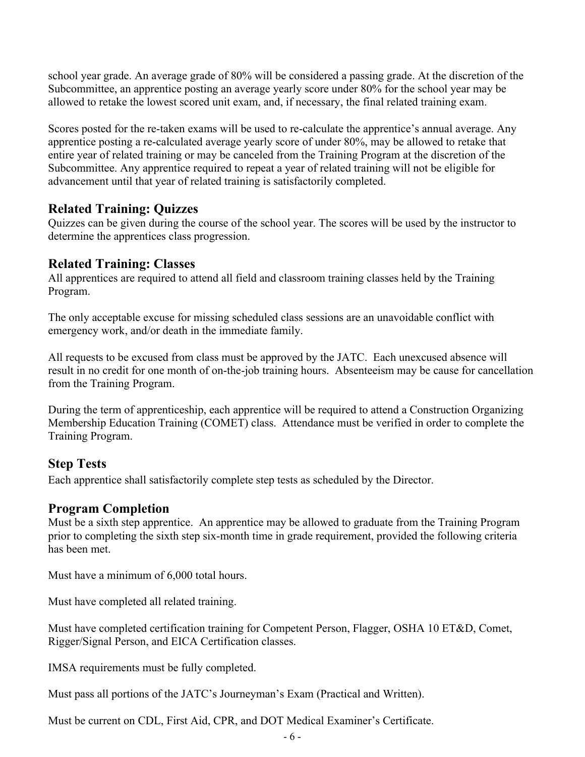school year grade. An average grade of 80% will be considered a passing grade. At the discretion of the Subcommittee, an apprentice posting an average yearly score under 80% for the school year may be allowed to retake the lowest scored unit exam, and, if necessary, the final related training exam.

Scores posted for the re-taken exams will be used to re-calculate the apprentice's annual average. Any apprentice posting a re-calculated average yearly score of under 80%, may be allowed to retake that entire year of related training or may be canceled from the Training Program at the discretion of the Subcommittee. Any apprentice required to repeat a year of related training will not be eligible for advancement until that year of related training is satisfactorily completed.

## Related Training: Quizzes

Quizzes can be given during the course of the school year. The scores will be used by the instructor to determine the apprentices class progression.

## Related Training: Classes

All apprentices are required to attend all field and classroom training classes held by the Training Program.

The only acceptable excuse for missing scheduled class sessions are an unavoidable conflict with emergency work, and/or death in the immediate family.

All requests to be excused from class must be approved by the JATC. Each unexcused absence will result in no credit for one month of on-the-job training hours. Absenteeism may be cause for cancellation from the Training Program.

During the term of apprenticeship, each apprentice will be required to attend a Construction Organizing Membership Education Training (COMET) class. Attendance must be verified in order to complete the Training Program.

## Step Tests

Each apprentice shall satisfactorily complete step tests as scheduled by the Director.

## Program Completion

Must be a sixth step apprentice. An apprentice may be allowed to graduate from the Training Program prior to completing the sixth step six-month time in grade requirement, provided the following criteria has been met.

Must have a minimum of 6,000 total hours.

Must have completed all related training.

Must have completed certification training for Competent Person, Flagger, OSHA 10 ET&D, Comet, Rigger/Signal Person, and EICA Certification classes.

IMSA requirements must be fully completed.

Must pass all portions of the JATC's Journeyman's Exam (Practical and Written).

Must be current on CDL, First Aid, CPR, and DOT Medical Examiner's Certificate.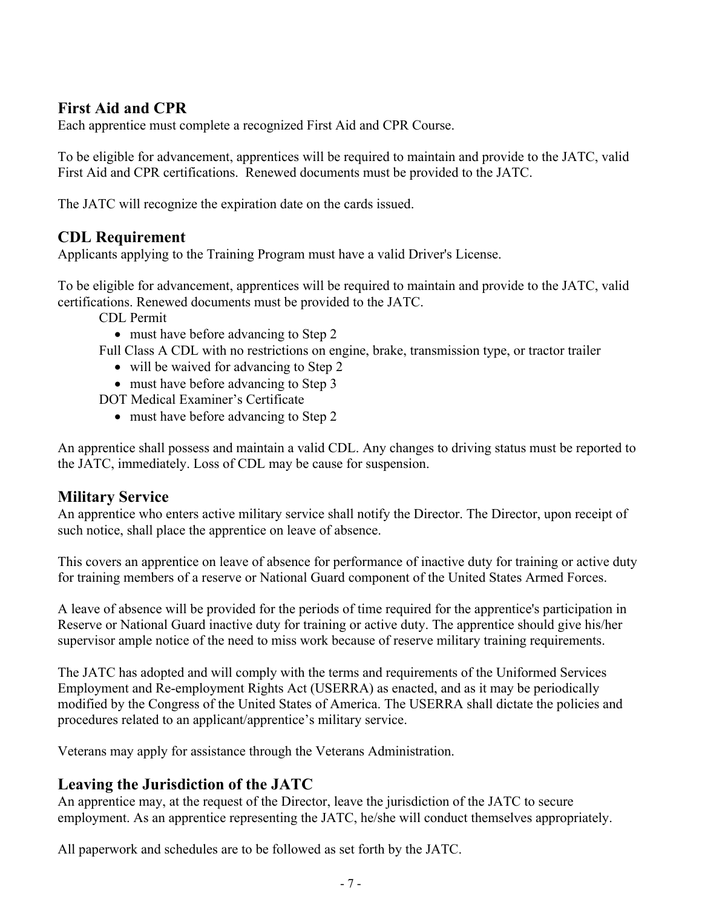## First Aid and CPR

Each apprentice must complete a recognized First Aid and CPR Course.

To be eligible for advancement, apprentices will be required to maintain and provide to the JATC, valid First Aid and CPR certifications. Renewed documents must be provided to the JATC.

The JATC will recognize the expiration date on the cards issued.

## CDL Requirement

Applicants applying to the Training Program must have a valid Driver's License.

To be eligible for advancement, apprentices will be required to maintain and provide to the JATC, valid certifications. Renewed documents must be provided to the JATC.

CDL Permit

- must have before advancing to Step 2

Full Class A CDL with no restrictions on engine, brake, transmission type, or tractor trailer

- will be waived for advancing to Step 2
- must have before advancing to Step 3

DOT Medical Examiner's Certificate

- must have before advancing to Step 2

An apprentice shall possess and maintain a valid CDL. Any changes to driving status must be reported to the JATC, immediately. Loss of CDL may be cause for suspension.

## Military Service

An apprentice who enters active military service shall notify the Director. The Director, upon receipt of such notice, shall place the apprentice on leave of absence.

This covers an apprentice on leave of absence for performance of inactive duty for training or active duty for training members of a reserve or National Guard component of the United States Armed Forces.

A leave of absence will be provided for the periods of time required for the apprentice's participation in Reserve or National Guard inactive duty for training or active duty. The apprentice should give his/her supervisor ample notice of the need to miss work because of reserve military training requirements.

The JATC has adopted and will comply with the terms and requirements of the Uniformed Services Employment and Re-employment Rights Act (USERRA) as enacted, and as it may be periodically modified by the Congress of the United States of America. The USERRA shall dictate the policies and procedures related to an applicant/apprentice's military service.

Veterans may apply for assistance through the Veterans Administration.

## Leaving the Jurisdiction of the JATC

An apprentice may, at the request of the Director, leave the jurisdiction of the JATC to secure employment. As an apprentice representing the JATC, he/she will conduct themselves appropriately.

All paperwork and schedules are to be followed as set forth by the JATC.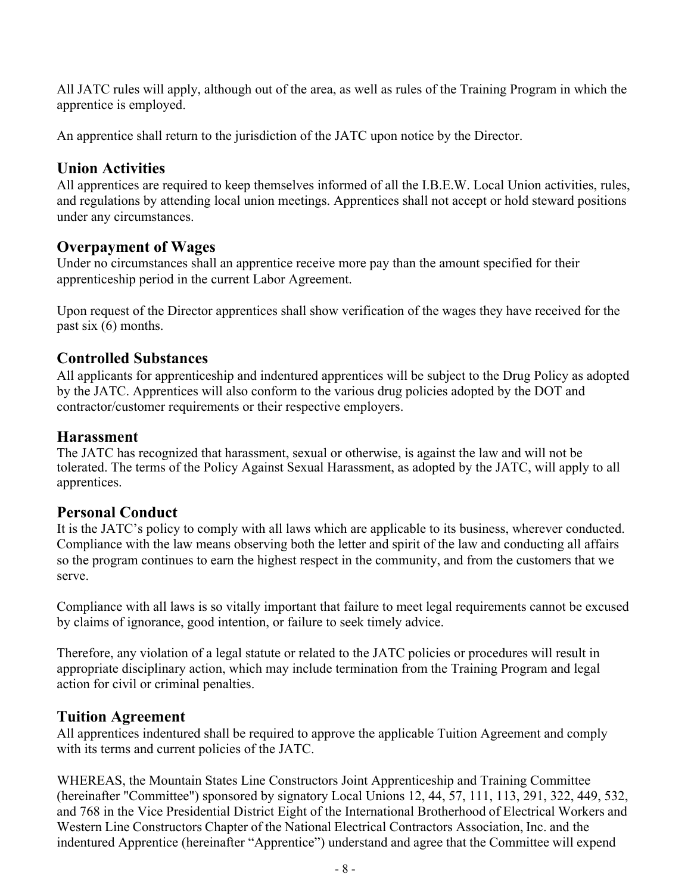All JATC rules will apply, although out of the area, as well as rules of the Training Program in which the apprentice is employed.

An apprentice shall return to the jurisdiction of the JATC upon notice by the Director.

## Union Activities

All apprentices are required to keep themselves informed of all the I.B.E.W. Local Union activities, rules, and regulations by attending local union meetings. Apprentices shall not accept or hold steward positions under any circumstances.

## Overpayment of Wages

Under no circumstances shall an apprentice receive more pay than the amount specified for their apprenticeship period in the current Labor Agreement.

Upon request of the Director apprentices shall show verification of the wages they have received for the past six (6) months.

## Controlled Substances

All applicants for apprenticeship and indentured apprentices will be subject to the Drug Policy as adopted by the JATC. Apprentices will also conform to the various drug policies adopted by the DOT and contractor/customer requirements or their respective employers.

## Harassment

The JATC has recognized that harassment, sexual or otherwise, is against the law and will not be tolerated. The terms of the Policy Against Sexual Harassment, as adopted by the JATC, will apply to all apprentices.

## Personal Conduct

It is the JATC's policy to comply with all laws which are applicable to its business, wherever conducted. Compliance with the law means observing both the letter and spirit of the law and conducting all affairs so the program continues to earn the highest respect in the community, and from the customers that we serve.

Compliance with all laws is so vitally important that failure to meet legal requirements cannot be excused by claims of ignorance, good intention, or failure to seek timely advice.

Therefore, any violation of a legal statute or related to the JATC policies or procedures will result in appropriate disciplinary action, which may include termination from the Training Program and legal action for civil or criminal penalties.

## Tuition Agreement

All apprentices indentured shall be required to approve the applicable Tuition Agreement and comply with its terms and current policies of the JATC.

WHEREAS, the Mountain States Line Constructors Joint Apprenticeship and Training Committee (hereinafter "Committee") sponsored by signatory Local Unions 12, 44, 57, 111, 113, 291, 322, 449, 532, and 768 in the Vice Presidential District Eight of the International Brotherhood of Electrical Workers and Western Line Constructors Chapter of the National Electrical Contractors Association, Inc. and the indentured Apprentice (hereinafter "Apprentice") understand and agree that the Committee will expend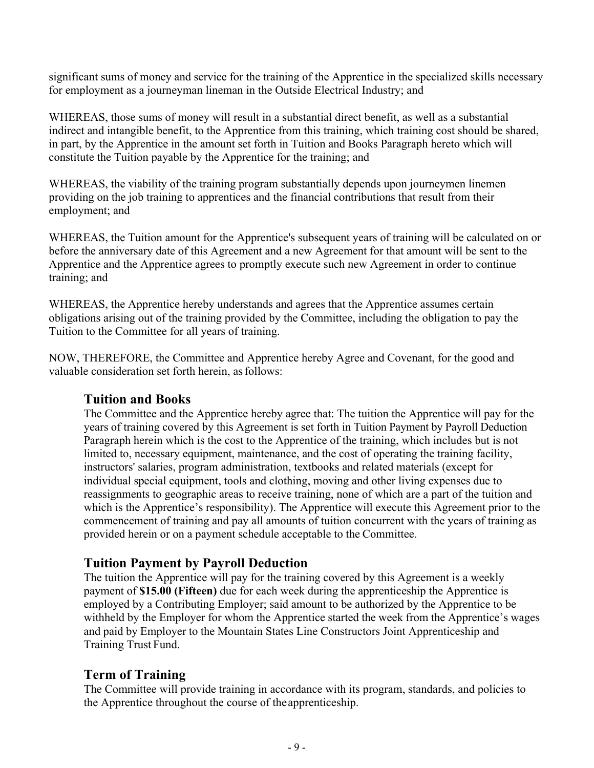significant sums of money and service for the training of the Apprentice in the specialized skills necessary for employment as a journeyman lineman in the Outside Electrical Industry; and

WHEREAS, those sums of money will result in a substantial direct benefit, as well as a substantial indirect and intangible benefit, to the Apprentice from this training, which training cost should be shared, in part, by the Apprentice in the amount set forth in Tuition and Books Paragraph hereto which will constitute the Tuition payable by the Apprentice for the training; and

WHEREAS, the viability of the training program substantially depends upon journeymen linemen providing on the job training to apprentices and the financial contributions that result from their employment; and

WHEREAS, the Tuition amount for the Apprentice's subsequent years of training will be calculated on or before the anniversary date of this Agreement and a new Agreement for that amount will be sent to the Apprentice and the Apprentice agrees to promptly execute such new Agreement in order to continue training; and

WHEREAS, the Apprentice hereby understands and agrees that the Apprentice assumes certain obligations arising out of the training provided by the Committee, including the obligation to pay the Tuition to the Committee for all years of training.

NOW, THEREFORE, the Committee and Apprentice hereby Agree and Covenant, for the good and valuable consideration set forth herein, as follows:

## Tuition and Books

The Committee and the Apprentice hereby agree that: The tuition the Apprentice will pay for the years of training covered by this Agreement is set forth in Tuition Payment by Payroll Deduction Paragraph herein which is the cost to the Apprentice of the training, which includes but is not limited to, necessary equipment, maintenance, and the cost of operating the training facility, instructors' salaries, program administration, textbooks and related materials (except for individual special equipment, tools and clothing, moving and other living expenses due to reassignments to geographic areas to receive training, none of which are a part of the tuition and which is the Apprentice's responsibility). The Apprentice will execute this Agreement prior to the commencement of training and pay all amounts of tuition concurrent with the years of training as provided herein or on a payment schedule acceptable to the Committee.

## Tuition Payment by Payroll Deduction

The tuition the Apprentice will pay for the training covered by this Agreement is a weekly payment of **$15.00 (Fifteen)** due for each week during the apprenticeship the Apprentice is employed by a Contributing Employer; said amount to be authorized by the Apprentice to be withheld by the Employer for whom the Apprentice started the week from the Apprentice's wages and paid by Employer to the Mountain States Line Constructors Joint Apprenticeship and Training Trust Fund.

## Term of Training

The Committee will provide training in accordance with its program, standards, and policies to the Apprentice throughout the course of the apprenticeship.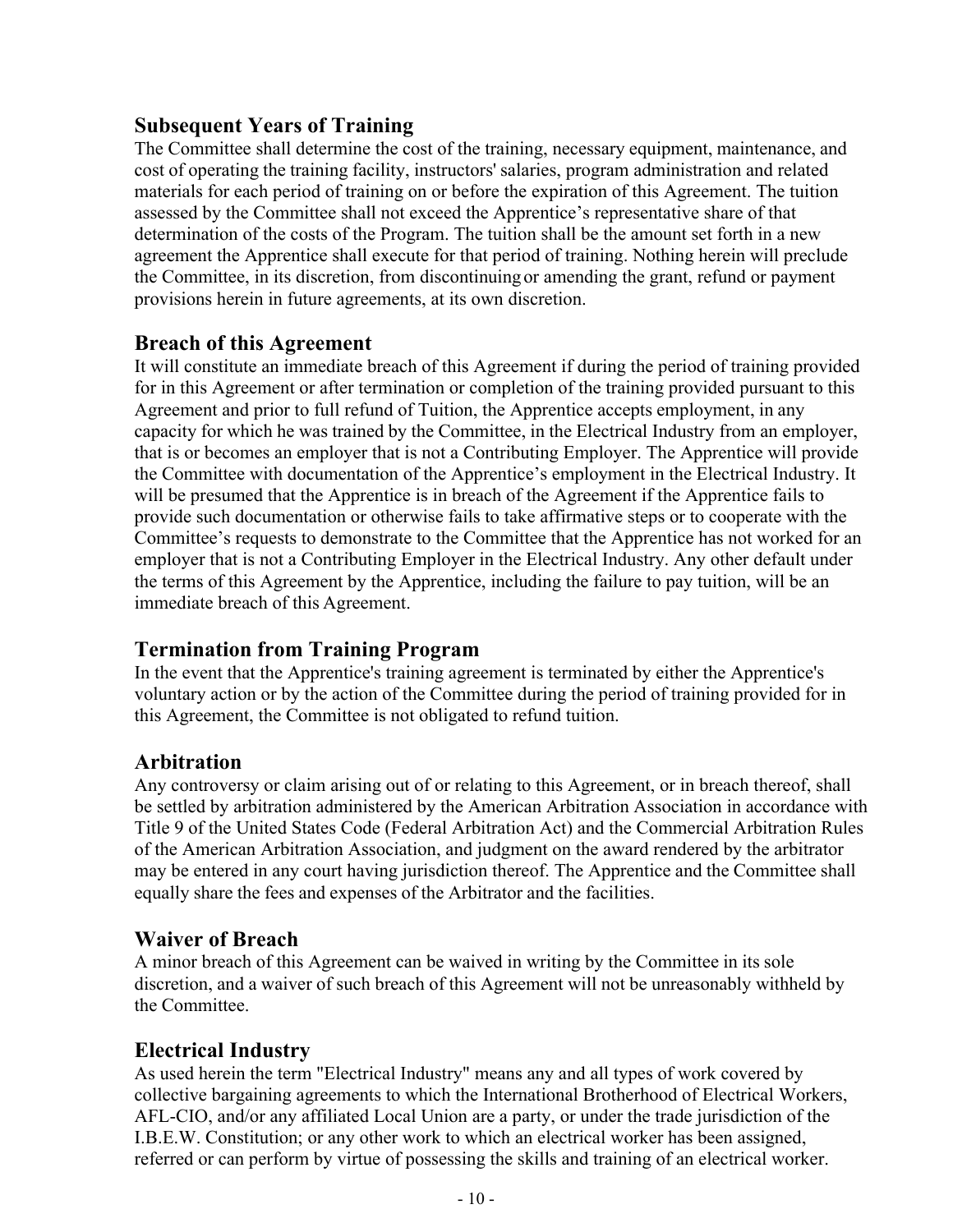## Subsequent Years of Training

The Committee shall determine the cost of the training, necessary equipment, maintenance, and cost of operating the training facility, instructors' salaries, program administration and related materials for each period of training on or before the expiration of this Agreement. The tuition assessed by the Committee shall not exceed the Apprentice's representative share of that determination of the costs of the Program. The tuition shall be the amount set forth in a new agreement the Apprentice shall execute for that period of training. Nothing herein will preclude the Committee, in its discretion, from discontinuing or amending the grant, refund or payment provisions herein in future agreements, at its own discretion.

## Breach of this Agreement

It will constitute an immediate breach of this Agreement if during the period of training provided for in this Agreement or after termination or completion of the training provided pursuant to this Agreement and prior to full refund of Tuition, the Apprentice accepts employment, in any capacity for which he was trained by the Committee, in the Electrical Industry from an employer, that is or becomes an employer that is not a Contributing Employer. The Apprentice will provide the Committee with documentation of the Apprentice's employment in the Electrical Industry. It will be presumed that the Apprentice is in breach of the Agreement if the Apprentice fails to provide such documentation or otherwise fails to take affirmative steps or to cooperate with the Committee's requests to demonstrate to the Committee that the Apprentice has not worked for an employer that is not a Contributing Employer in the Electrical Industry. Any other default under the terms of this Agreement by the Apprentice, including the failure to pay tuition, will be an immediate breach of this Agreement.

## Termination from Training Program

In the event that the Apprentice's training agreement is terminated by either the Apprentice's voluntary action or by the action of the Committee during the period of training provided for in this Agreement, the Committee is not obligated to refund tuition.

## Arbitration

Any controversy or claim arising out of or relating to this Agreement, or in breach thereof, shall be settled by arbitration administered by the American Arbitration Association in accordance with Title 9 of the United States Code (Federal Arbitration Act) and the Commercial Arbitration Rules of the American Arbitration Association, and judgment on the award rendered by the arbitrator may be entered in any court having jurisdiction thereof. The Apprentice and the Committee shall equally share the fees and expenses of the Arbitrator and the facilities.

## Waiver of Breach

A minor breach of this Agreement can be waived in writing by the Committee in its sole discretion, and a waiver of such breach of this Agreement will not be unreasonably withheld by the Committee.

## Electrical Industry

As used herein the term "Electrical Industry" means any and all types of work covered by collective bargaining agreements to which the International Brotherhood of Electrical Workers, AFL-CIO, and/or any affiliated Local Union are a party, or under the trade jurisdiction of the I.B.E.W. Constitution; or any other work to which an electrical worker has been assigned, referred or can perform by virtue of possessing the skills and training of an electrical worker.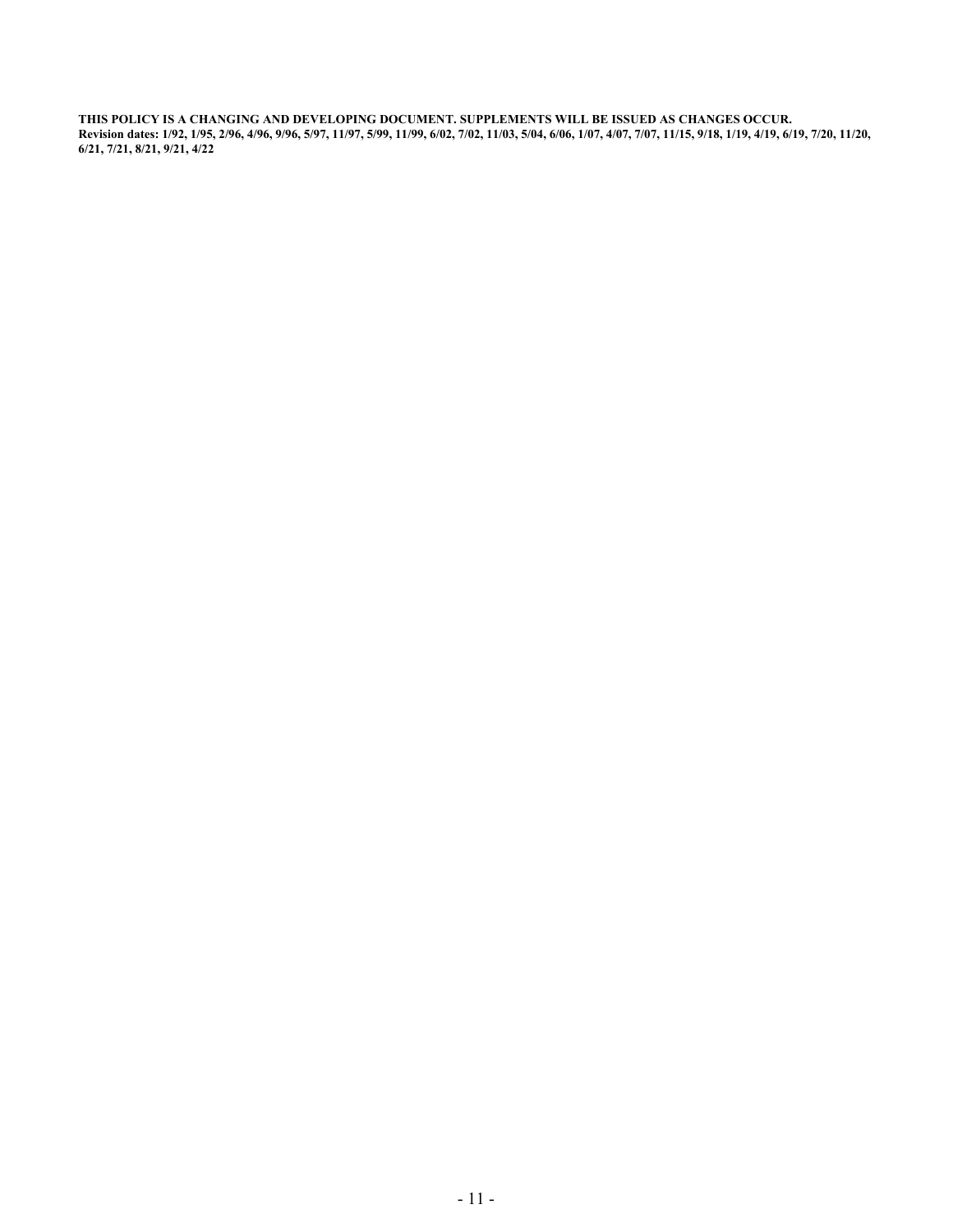**THIS POLICY IS A CHANGING AND DEVELOPING DOCUMENT. SUPPLEMENTS WILL BE ISSUED AS CHANGES OCCUR.**
**Revision dates: 1/92, 1/95, 2/96, 4/96, 9/96, 5/97, 11/97, 5/99, 11/99, 6/02, 7/02, 11/03, 5/04, 6/06, 1/07, 4/07, 7/07, 11/15, 9/18, 1/19, 4/19, 6/19, 7/20, 11/20, 6/21, 7/21, 8/21, 9/21, 4/22**